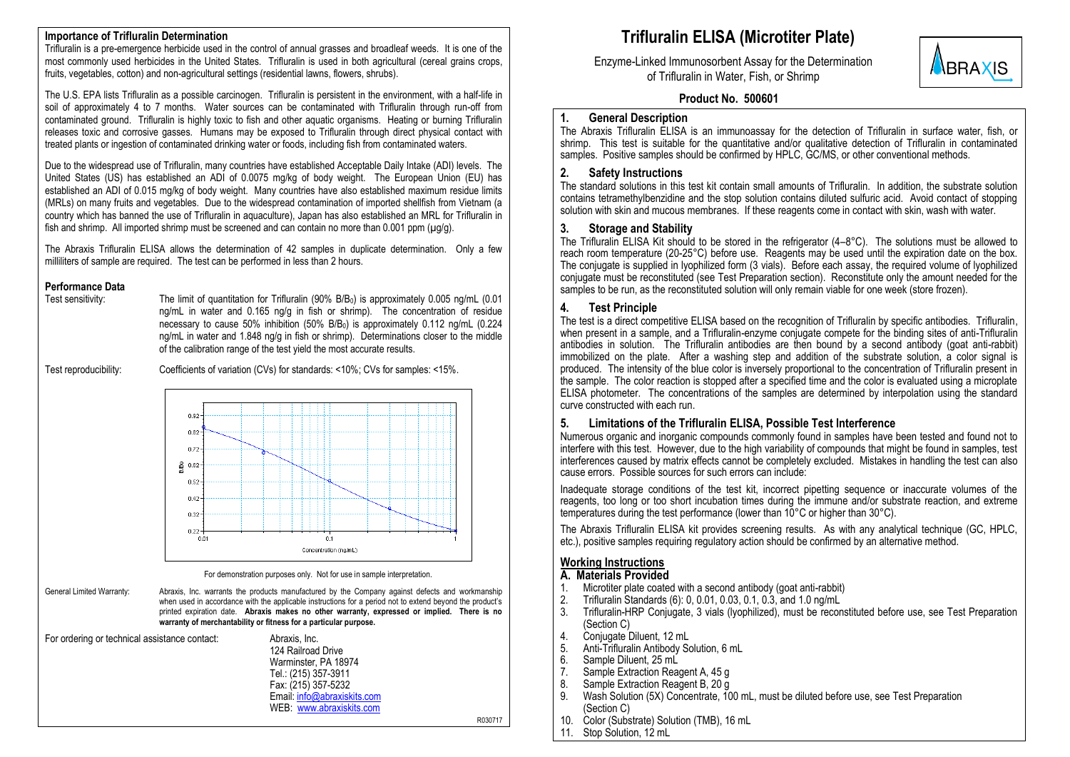# Trifluralin ELISA (Microtiter Plate)

Enzyme-Linked Immunosorbent Assay for the Determination of Trifluralin in Water, Fish, or Shrimp

**Product No. 500601**

## 1. General Description

The Abraxis Trifluralin ELISA is an immunoassay for the detection of Trifluralin in surface water, fish, or shrimp. This test is suitable for the quantitative and/or qualitative detection of Trifluralin in contaminated samples. Positive samples should be confirmed by HPLC, GC/MS, or other conventional methods.

## 2. Safety Instructions

The standard solutions in this test kit contain small amounts of Trifluralin. In addition, the substrate solution contains tetramethylbenzidine and the stop solution contains diluted sulfuric acid. Avoid contact of stopping solution with skin and mucous membranes. If these reagents come in contact with skin, wash with water.

## 3. Storage and Stability

The Trifluralin ELISA Kit should to be stored in the refrigerator (4–8°C). The solutions must be allowed to reach room temperature (20-25°C) before use. Reagents may be used until the expiration date on the box. The conjugate is supplied in lyophilized form (3 vials). Before each assay, the required volume of lyophilized conjugate must be reconstituted (see Test Preparation section). Reconstitute only the amount needed for the samples to be run, as the reconstituted solution will only remain viable for one week (store frozen).

## 4. Test Principle

The test is a direct competitive ELISA based on the recognition of Trifluralin by specific antibodies. Trifluralin, when present in a sample, and a Trifluralin-enzyme conjugate compete for the binding sites of anti-Trifluralin antibodies in solution. The Trifluralin antibodies are then bound by a second antibody (goat anti-rabbit) immobilized on the plate. After a washing step and addition of the substrate solution, a color signal is produced. The intensity of the blue color is inversely proportional to the concentration of Trifluralin present in the sample. The color reaction is stopped after a specified time and the color is evaluated using a microplate ELISA photometer. The concentrations of the samples are determined by interpolation using the standard curve constructed with each run.

## 5. Limitations of the Trifluralin ELISA, Possible Test Interference

Numerous organic and inorganic compounds commonly found in samples have been tested and found not to interfere with this test. However, due to the high variability of compounds that might be found in samples, test interferences caused by matrix effects cannot be completely excluded. Mistakes in handling the test can also cause errors. Possible sources for such errors can include:

Inadequate storage conditions of the test kit, incorrect pipetting sequence or inaccurate volumes of the reagents, too long or too short incubation times during the immune and/or substrate reaction, and extreme temperatures during the test performance (lower than 10°C or higher than 30°C).

The Abraxis Trifluralin ELISA kit provides screening results. As with any analytical technique (GC, HPLC, etc.), positive samples requiring regulatory action should be confirmed by an alternative method.

## Working Instructions

### A. Materials Provided

1. Microtiter plate coated with a second antibody (goat anti-rabbit)
2. Trifluralin Standards (6): 0, 0.01, 0.03, 0.1, 0.3, and 1.0 ng/mL
3. Trifluralin-HRP Conjugate, 3 vials (lyophilized), must be reconstituted before use, see Test Preparation (Section C)
4. Conjugate Diluent, 12 mL
5. Anti-Trifluralin Antibody Solution, 6 mL
6. Sample Diluent, 25 mL
7. Sample Extraction Reagent A, 45 g
8. Sample Extraction Reagent B, 20 g
9. Wash Solution (5X) Concentrate, 100 mL, must be diluted before use, see Test Preparation (Section C)
10. Color (Substrate) Solution (TMB), 16 mL
11. Stop Solution, 12 mL

## Importance of Trifluralin Determination

Trifluralin is a pre-emergence herbicide used in the control of annual grasses and broadleaf weeds. It is one of the most commonly used herbicides in the United States. Trifluralin is used in both agricultural (cereal grains crops, fruits, vegetables, cotton) and non-agricultural settings (residential lawns, flowers, shrubs).

The U.S. EPA lists Trifluralin as a possible carcinogen. Trifluralin is persistent in the environment, with a half-life in soil of approximately 4 to 7 months. Water sources can be contaminated with Trifluralin through run-off from contaminated ground. Trifluralin is highly toxic to fish and other aquatic organisms. Heating or burning Trifluralin releases toxic and corrosive gasses. Humans may be exposed to Trifluralin through direct physical contact with treated plants or ingestion of contaminated drinking water or foods, including fish from contaminated waters.

Due to the widespread use of Trifluralin, many countries have established Acceptable Daily Intake (ADI) levels. The United States (US) has established an ADI of 0.0075 mg/kg of body weight. The European Union (EU) has established an ADI of 0.015 mg/kg of body weight. Many countries have also established maximum residue limits (MRLs) on many fruits and vegetables. Due to the widespread contamination of imported shellfish from Vietnam (a country which has banned the use of Trifluralin in aquaculture), Japan has also established an MRL for Trifluralin in fish and shrimp. All imported shrimp must be screened and can contain no more than 0.001 ppm (µg/g).

The Abraxis Trifluralin ELISA allows the determination of 42 samples in duplicate determination. Only a few milliliters of sample are required. The test can be performed in less than 2 hours.

## Performance Data

Test sensitivity: The limit of quantitation for Trifluralin (90% $B/B_0$) is approximately 0.005 ng/mL (0.01 ng/mL in water and 0.165 ng/g in fish or shrimp). The concentration of residue necessary to cause 50% inhibition (50% $B/B_0$) is approximately 0.112 ng/mL (0.224 ng/mL in water and 1.848 ng/g in fish or shrimp). Determinations closer to the middle of the calibration range of the test yield the most accurate results.

Test reproducibility: Coefficients of variation (CVs) for standards: <10%; CVs for samples: <15%.

For demonstration purposes only. Not for use in sample interpretation.

General Limited Warranty: Abraxis, Inc. warrants the products manufactured by the Company against defects and workmanship when used in accordance with the applicable instructions for a period not to extend beyond the product's printed expiration date. **Abraxis makes no other warranty, expressed or implied. There is no warranty of merchantability or fitness for a particular purpose.**

For ordering or technical assistance contact:

Abraxis, Inc.
124 Railroad Drive
Warminster, PA 18974
Tel.: (215) 357-3911
Fax: (215) 357-5232
Email: info@abraxiskits.com
WEB: www.abraxiskits.com

R030717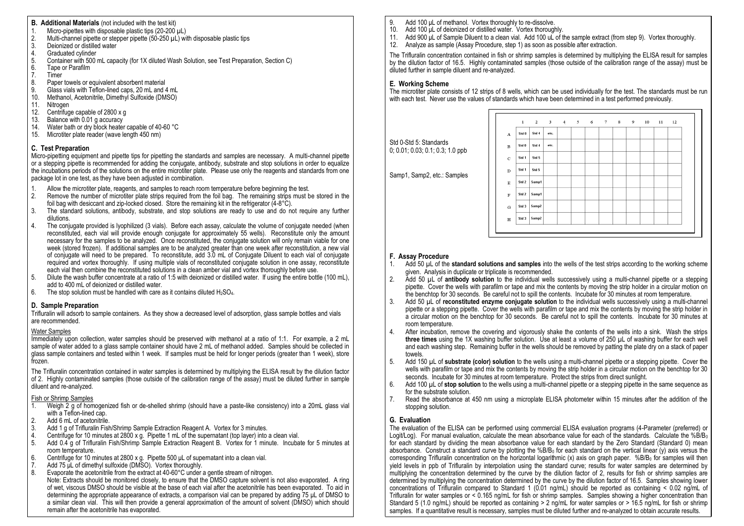## B. Additional Materials (not included with the test kit)

1. Micro-pipettes with disposable plastic tips (20-200 µL)
2. Multi-channel pipette or stepper pipette (50-250 µL) with disposable plastic tips
3. Deionized or distilled water
4. Graduated cylinder
5. Container with 500 mL capacity (for 1X diluted Wash Solution, see Test Preparation, Section C)
6. Tape or Parafilm
7. Timer
8. Paper towels or equivalent absorbent material
9. Glass vials with Teflon-lined caps, 20 mL and 4 mL
10. Methanol, Acetonitrile, Dimethyl Sulfoxide (DMSO)
11. Nitrogen
12. Centrifuge capable of 2800 x g
13. Balance with 0.01 g accuracy
14. Water bath or dry block heater capable of 40-60 °C
15. Microtiter plate reader (wave length 450 nm)

## C. Test Preparation

Micro-pipetting equipment and pipette tips for pipetting the standards and samples are necessary. A multi-channel pipette or a stepping pipette is recommended for adding the conjugate, antibody, substrate and stop solutions in order to equalize the incubations periods of the solutions on the entire microtiter plate. Please use only the reagents and standards from one package lot in one test, as they have been adjusted in combination.

1. Allow the microtiter plate, reagents, and samples to reach room temperature before beginning the test.
2. Remove the number of microtiter plate strips required from the foil bag. The remaining strips must be stored in the foil bag with desiccant and zip-locked closed. Store the remaining kit in the refrigerator (4-8°C).
3. The standard solutions, antibody, substrate, and stop solutions are ready to use and do not require any further dilutions.
4. The conjugate provided is lyophilized (3 vials). Before each assay, calculate the volume of conjugate needed (when reconstituted, each vial will provide enough conjugate for approximately 55 wells). Reconstitute only the amount necessary for the samples to be analyzed. Once reconstituted, the conjugate solution will only remain viable for one week (stored frozen). If additional samples are to be analyzed greater than one week after reconstitution, a new vial of conjugate will need to be prepared. To reconstitute, add 3.0 mL of Conjugate Diluent to each vial of conjugate required and vortex thoroughly. If using multiple vials of reconstituted conjugate solution in one assay, reconstitute each vial then combine the reconstituted solutions in a clean amber vial and vortex thoroughly before use.
5. Dilute the wash buffer concentrate at a ratio of 1:5 with deionized or distilled water. If using the entire bottle (100 mL), add to 400 mL of deionized or distilled water.
6. The stop solution must be handled with care as it contains diluted $H_2SO_4$.

## D. Sample Preparation

Trifluralin will adsorb to sample containers. As they show a decreased level of adsorption, glass sample bottles and vials are recommended.

### Water Samples

Immediately upon collection, water samples should be preserved with methanol at a ratio of 1:1. For example, a 2 mL sample of water added to a glass sample container should have 2 mL of methanol added. Samples should be collected in glass sample containers and tested within 1 week. If samples must be held for longer periods (greater than 1 week), store frozen.

The Trifluralin concentration contained in water samples is determined by multiplying the ELISA result by the dilution factor of 2. Highly contaminated samples (those outside of the calibration range of the assay) must be diluted further in sample diluent and re-analyzed.

### Fish or Shrimp Samples

1. Weigh 2 g of homogenized fish or de-shelled shrimp (should have a paste-like consistency) into a 20mL glass vial with a Teflon-lined cap.
2. Add 6 mL of acetonitrile.
3. Add 1 g of Trifluralin Fish/Shrimp Sample Extraction Reagent A. Vortex for 3 minutes.
4. Centrifuge for 10 minutes at 2800 x g. Pipette 1 mL of the supernatant (top layer) into a clean vial.
5. Add 0.4 g of Trifluralin Fish/Shrimp Sample Extraction Reagent B. Vortex for 1 minute. Incubate for 5 minutes at room temperature.
6. Centrifuge for 10 minutes at 2800 x g. Pipette 500 µL of supernatant into a clean vial.
7. Add 75 µL of dimethyl sulfoxide (DMSO). Vortex thoroughly.
8. Evaporate the acetonitrile from the extract at 40-60°C under a gentle stream of nitrogen.
   Note: Extracts should be monitored closely, to ensure that the DMSO capture solvent is not also evaporated. A ring of wet, viscous DMSO should be visible at the base of each vial after the acetonitrile has been evaporated. To aid in determining the appropriate appearance of extracts, a comparison vial can be prepared by adding 75 µL of DMSO to a similar clean vial. This will then provide a general approximation of the amount of solvent (DMSO) which should remain after the acetonitrile has evaporated.
9. Add 100 µL of methanol. Vortex thoroughly to re-dissolve.
10. Add 100 µL of deionized or distilled water. Vortex thoroughly.
11. Add 900 µL of Sample Diluent to a clean vial. Add 100 uL of the sample extract (from step 9). Vortex thoroughly.
12. Analyze as sample (Assay Procedure, step 1) as soon as possible after extraction.

The Trifluralin concentration contained in fish or shrimp samples is determined by multiplying the ELISA result for samples by the dilution factor of 16.5. Highly contaminated samples (those outside of the calibration range of the assay) must be diluted further in sample diluent and re-analyzed.

## E. Working Scheme

The microtiter plate consists of 12 strips of 8 wells, which can be used individually for the test. The standards must be run with each test. Never use the values of standards which have been determined in a test performed previously.

Std 0-Std 5: Standards
0; 0.01; 0.03; 0.1; 0.3; 1.0 ppb

Samp1, Samp2, etc.: Samples

| | 1 | 2 | 3 | 4 | 5 | 6 | 7 | 8 | 9 | 10 | 11 | 12 |
|---|---|---|---|---|---|---|---|---|---|---|---|---|
| A | Std 0 | Std 4 | etc. | | | | | | | | | |
| B | Std 0 | Std 4 | etc. | | | | | | | | | |
| C | Std 1 | Std 5 | | | | | | | | | | |
| D | Std 1 | Std 5 | | | | | | | | | | |
| E | Std 2 | Samp1 | | | | | | | | | | |
| F | Std 2 | Samp1 | | | | | | | | | | |
| G | Std 3 | Samp2 | | | | | | | | | | |
| H | Std 3 | Samp2 | | | | | | | | | | |

## F. Assay Procedure

1. Add 50 µL of the **standard solutions and samples** into the wells of the test strips according to the working scheme given. Analysis in duplicate or triplicate is recommended.
2. Add 50 µL of **antibody solution** to the individual wells successively using a multi-channel pipette or a stepping pipette. Cover the wells with parafilm or tape and mix the contents by moving the strip holder in a circular motion on the benchtop for 30 seconds. Be careful not to spill the contents. Incubate for 30 minutes at room temperature.
3. Add 50 µL of **reconstituted enzyme conjugate solution** to the individual wells successively using a multi-channel pipette or a stepping pipette. Cover the wells with parafilm or tape and mix the contents by moving the strip holder in a circular motion on the benchtop for 30 seconds. Be careful not to spill the contents. Incubate for 30 minutes at room temperature.
4. After incubation, remove the covering and vigorously shake the contents of the wells into a sink. Wash the strips **three times** using the 1X washing buffer solution. Use at least a volume of 250 µL of washing buffer for each well and each washing step. Remaining buffer in the wells should be removed by patting the plate dry on a stack of paper towels.
5. Add 150 µL of **substrate (color) solution** to the wells using a multi-channel pipette or a stepping pipette. Cover the wells with parafilm or tape and mix the contents by moving the strip holder in a circular motion on the benchtop for 30 seconds. Incubate for 30 minutes at room temperature. Protect the strips from direct sunlight.
6. Add 100 µL of **stop solution** to the wells using a multi-channel pipette or a stepping pipette in the same sequence as for the substrate solution.
7. Read the absorbance at 450 nm using a microplate ELISA photometer within 15 minutes after the addition of the stopping solution.

## G. Evaluation

The evaluation of the ELISA can be performed using commercial ELISA evaluation programs (4-Parameter (preferred) or Logit/Log). For manual evaluation, calculate the mean absorbance value for each of the standards. Calculate the $\%B/B_0$ for each standard by dividing the mean absorbance value for each standard by the Zero Standard (Standard 0) mean absorbance. Construct a standard curve by plotting the $\%B/B_0$ for each standard on the vertical linear (y) axis versus the corresponding Trifluralin concentration on the horizontal logarithmic (x) axis on graph paper. $\%B/B_0$ for samples will then yield levels in ppb of Trifluralin by interpolation using the standard curve; results for water samples are determined by multiplying the concentration determined by the curve by the dilution factor of 2, results for fish or shrimp samples are determined by multiplying the concentration determined by the curve by the dilution factor of 16.5. Samples showing lower concentrations of Trifluralin compared to Standard 1 (0.01 ng/mL) should be reported as containing < 0.02 ng/mL of Trifluralin for water samples or < 0.165 ng/mL for fish or shrimp samples. Samples showing a higher concentration than Standard 5 (1.0 ng/mL) should be reported as containing > 2 ng/mL for water samples or > 16.5 ng/mL for fish or shrimp samples. If a quantitative result is necessary, samples must be diluted further and re-analyzed to obtain accurate results.